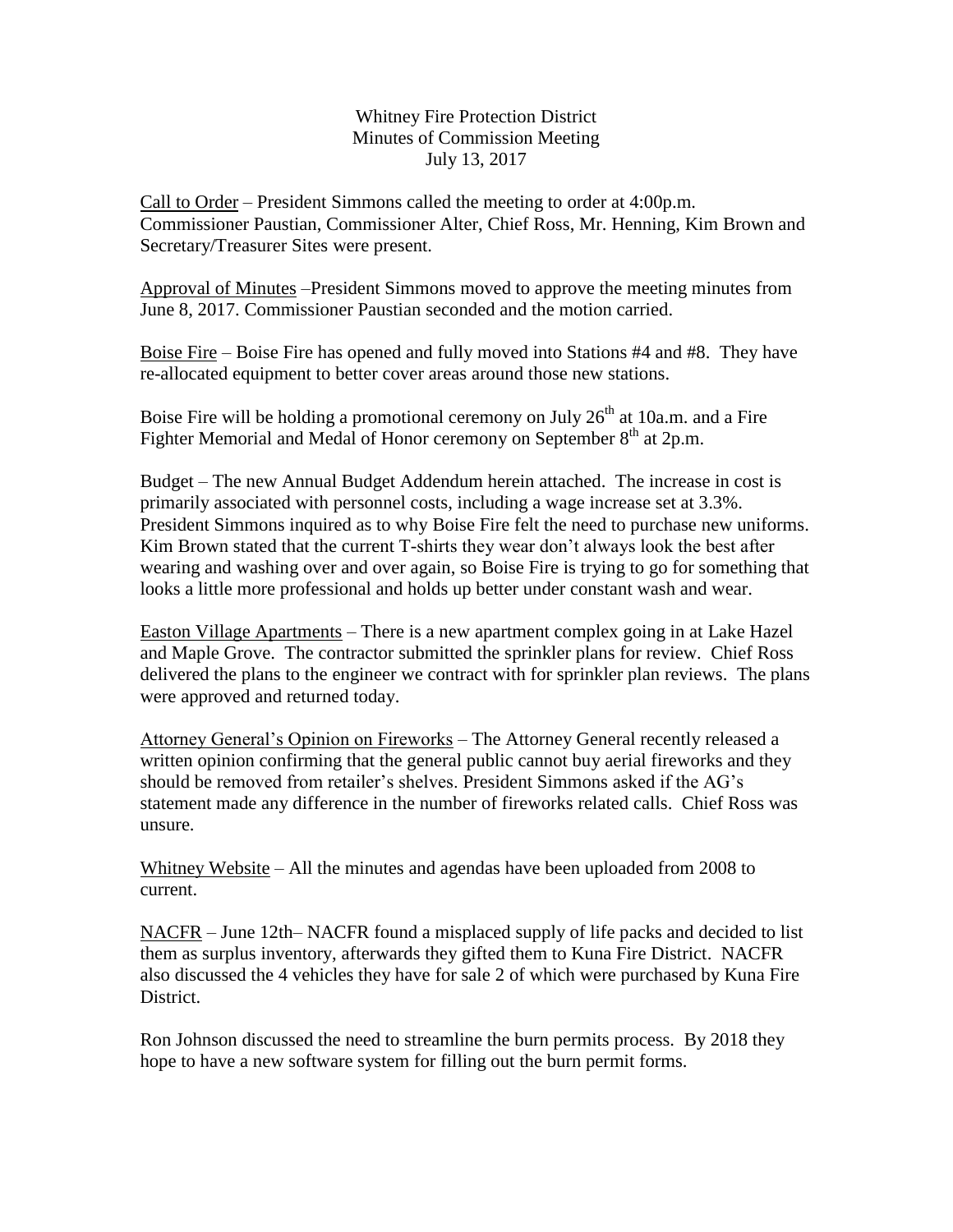Whitney Fire Protection District
Minutes of Commission Meeting
July 13, 2017

Call to Order – President Simmons called the meeting to order at 4:00p.m. Commissioner Paustian, Commissioner Alter, Chief Ross, Mr. Henning, Kim Brown and Secretary/Treasurer Sites were present.

Approval of Minutes –President Simmons moved to approve the meeting minutes from June 8, 2017. Commissioner Paustian seconded and the motion carried.

Boise Fire – Boise Fire has opened and fully moved into Stations #4 and #8. They have re-allocated equipment to better cover areas around those new stations.

Boise Fire will be holding a promotional ceremony on July 26th at 10a.m. and a Fire Fighter Memorial and Medal of Honor ceremony on September 8th at 2p.m.

Budget – The new Annual Budget Addendum herein attached. The increase in cost is primarily associated with personnel costs, including a wage increase set at 3.3%. President Simmons inquired as to why Boise Fire felt the need to purchase new uniforms. Kim Brown stated that the current T-shirts they wear don't always look the best after wearing and washing over and over again, so Boise Fire is trying to go for something that looks a little more professional and holds up better under constant wash and wear.

Easton Village Apartments – There is a new apartment complex going in at Lake Hazel and Maple Grove. The contractor submitted the sprinkler plans for review. Chief Ross delivered the plans to the engineer we contract with for sprinkler plan reviews. The plans were approved and returned today.

Attorney General's Opinion on Fireworks – The Attorney General recently released a written opinion confirming that the general public cannot buy aerial fireworks and they should be removed from retailer's shelves. President Simmons asked if the AG's statement made any difference in the number of fireworks related calls. Chief Ross was unsure.

Whitney Website – All the minutes and agendas have been uploaded from 2008 to current.

NACFR – June 12th– NACFR found a misplaced supply of life packs and decided to list them as surplus inventory, afterwards they gifted them to Kuna Fire District. NACFR also discussed the 4 vehicles they have for sale 2 of which were purchased by Kuna Fire District.

Ron Johnson discussed the need to streamline the burn permits process. By 2018 they hope to have a new software system for filling out the burn permit forms.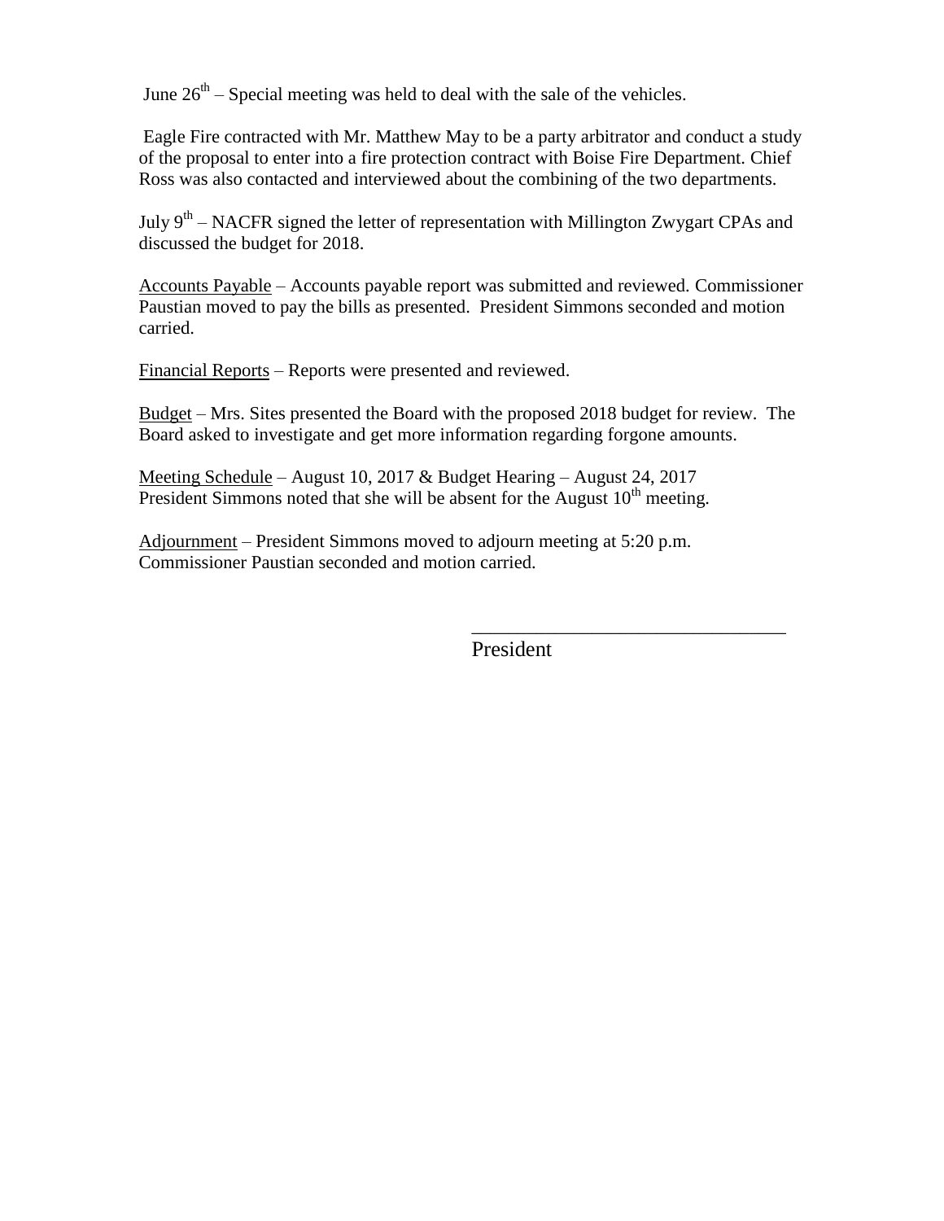June $26^{th}$ – Special meeting was held to deal with the sale of the vehicles.

Eagle Fire contracted with Mr. Matthew May to be a party arbitrator and conduct a study of the proposal to enter into a fire protection contract with Boise Fire Department. Chief Ross was also contacted and interviewed about the combining of the two departments.

July $9^{th}$ – NACFR signed the letter of representation with Millington Zwygart CPAs and discussed the budget for 2018.

Accounts Payable – Accounts payable report was submitted and reviewed. Commissioner Paustian moved to pay the bills as presented. President Simmons seconded and motion carried.

Financial Reports – Reports were presented and reviewed.

Budget – Mrs. Sites presented the Board with the proposed 2018 budget for review. The Board asked to investigate and get more information regarding forgone amounts.

Meeting Schedule – August 10, 2017 & Budget Hearing – August 24, 2017
President Simmons noted that she will be absent for the August $10^{th}$ meeting.

Adjournment – President Simmons moved to adjourn meeting at 5:20 p.m. Commissioner Paustian seconded and motion carried.

\_\_\_\_\_\_\_\_\_\_\_\_\_\_\_\_\_\_\_\_\_\_\_\_\_\_\_\_\_\_\_\_

President